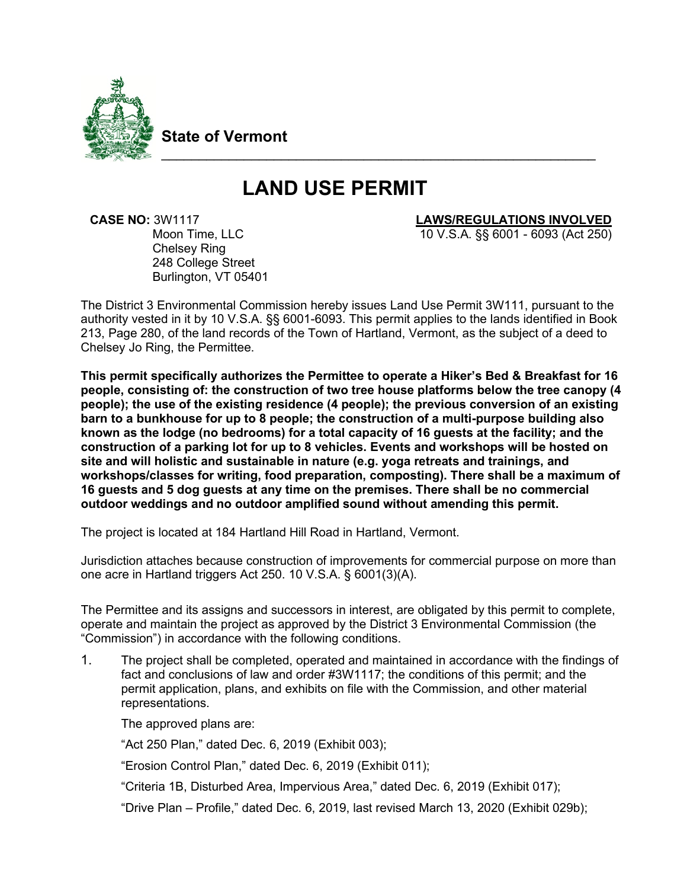State of Vermont

# LAND USE PERMIT

**CASE NO:** 3W1117
Moon Time, LLC
Chelsey Ring
248 College Street
Burlington, VT 05401

**LAWS/REGULATIONS INVOLVED**
10 V.S.A. §§ 6001 - 6093 (Act 250)

The District 3 Environmental Commission hereby issues Land Use Permit 3W111, pursuant to the authority vested in it by 10 V.S.A. §§ 6001-6093. This permit applies to the lands identified in Book 213, Page 280, of the land records of the Town of Hartland, Vermont, as the subject of a deed to Chelsey Jo Ring, the Permittee.

**This permit specifically authorizes the Permittee to operate a Hiker's Bed & Breakfast for 16 people, consisting of: the construction of two tree house platforms below the tree canopy (4 people); the use of the existing residence (4 people); the previous conversion of an existing barn to a bunkhouse for up to 8 people; the construction of a multi-purpose building also known as the lodge (no bedrooms) for a total capacity of 16 guests at the facility; and the construction of a parking lot for up to 8 vehicles. Events and workshops will be hosted on site and will holistic and sustainable in nature (e.g. yoga retreats and trainings, and workshops/classes for writing, food preparation, composting). There shall be a maximum of 16 guests and 5 dog guests at any time on the premises. There shall be no commercial outdoor weddings and no outdoor amplified sound without amending this permit.**

The project is located at 184 Hartland Hill Road in Hartland, Vermont.

Jurisdiction attaches because construction of improvements for commercial purpose on more than one acre in Hartland triggers Act 250. 10 V.S.A. § 6001(3)(A).

The Permittee and its assigns and successors in interest, are obligated by this permit to complete, operate and maintain the project as approved by the District 3 Environmental Commission (the "Commission") in accordance with the following conditions.

1. The project shall be completed, operated and maintained in accordance with the findings of fact and conclusions of law and order #3W1117; the conditions of this permit; and the permit application, plans, and exhibits on file with the Commission, and other material representations.

   The approved plans are:

   "Act 250 Plan," dated Dec. 6, 2019 (Exhibit 003);

   "Erosion Control Plan," dated Dec. 6, 2019 (Exhibit 011);

   "Criteria 1B, Disturbed Area, Impervious Area," dated Dec. 6, 2019 (Exhibit 017);

   "Drive Plan – Profile," dated Dec. 6, 2019, last revised March 13, 2020 (Exhibit 029b);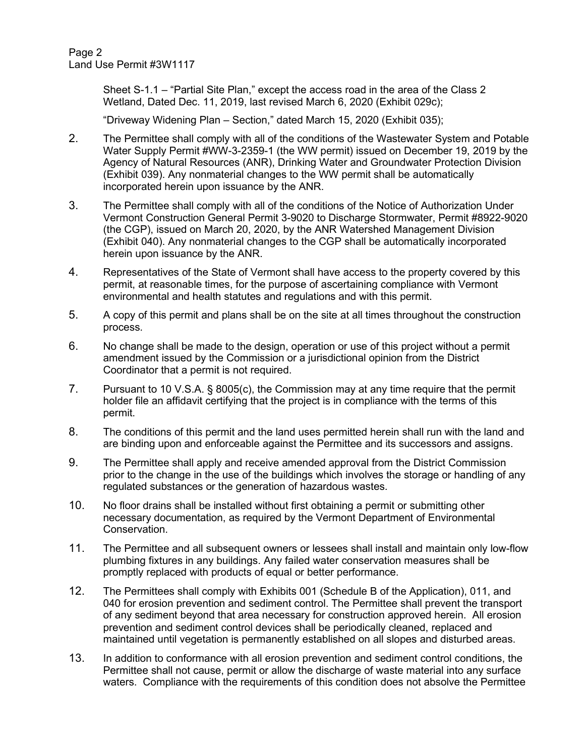Sheet S-1.1 – "Partial Site Plan," except the access road in the area of the Class 2 Wetland, Dated Dec. 11, 2019, last revised March 6, 2020 (Exhibit 029c);

"Driveway Widening Plan – Section," dated March 15, 2020 (Exhibit 035);

2. The Permittee shall comply with all of the conditions of the Wastewater System and Potable Water Supply Permit #WW-3-2359-1 (the WW permit) issued on December 19, 2019 by the Agency of Natural Resources (ANR), Drinking Water and Groundwater Protection Division (Exhibit 039). Any nonmaterial changes to the WW permit shall be automatically incorporated herein upon issuance by the ANR.

3. The Permittee shall comply with all of the conditions of the Notice of Authorization Under Vermont Construction General Permit 3-9020 to Discharge Stormwater, Permit #8922-9020 (the CGP), issued on March 20, 2020, by the ANR Watershed Management Division (Exhibit 040). Any nonmaterial changes to the CGP shall be automatically incorporated herein upon issuance by the ANR.

4. Representatives of the State of Vermont shall have access to the property covered by this permit, at reasonable times, for the purpose of ascertaining compliance with Vermont environmental and health statutes and regulations and with this permit.

5. A copy of this permit and plans shall be on the site at all times throughout the construction process.

6. No change shall be made to the design, operation or use of this project without a permit amendment issued by the Commission or a jurisdictional opinion from the District Coordinator that a permit is not required.

7. Pursuant to 10 V.S.A. § 8005(c), the Commission may at any time require that the permit holder file an affidavit certifying that the project is in compliance with the terms of this permit.

8. The conditions of this permit and the land uses permitted herein shall run with the land and are binding upon and enforceable against the Permittee and its successors and assigns.

9. The Permittee shall apply and receive amended approval from the District Commission prior to the change in the use of the buildings which involves the storage or handling of any regulated substances or the generation of hazardous wastes.

10. No floor drains shall be installed without first obtaining a permit or submitting other necessary documentation, as required by the Vermont Department of Environmental Conservation.

11. The Permittee and all subsequent owners or lessees shall install and maintain only low-flow plumbing fixtures in any buildings. Any failed water conservation measures shall be promptly replaced with products of equal or better performance.

12. The Permittees shall comply with Exhibits 001 (Schedule B of the Application), 011, and 040 for erosion prevention and sediment control. The Permittee shall prevent the transport of any sediment beyond that area necessary for construction approved herein. All erosion prevention and sediment control devices shall be periodically cleaned, replaced and maintained until vegetation is permanently established on all slopes and disturbed areas.

13. In addition to conformance with all erosion prevention and sediment control conditions, the Permittee shall not cause, permit or allow the discharge of waste material into any surface waters. Compliance with the requirements of this condition does not absolve the Permittee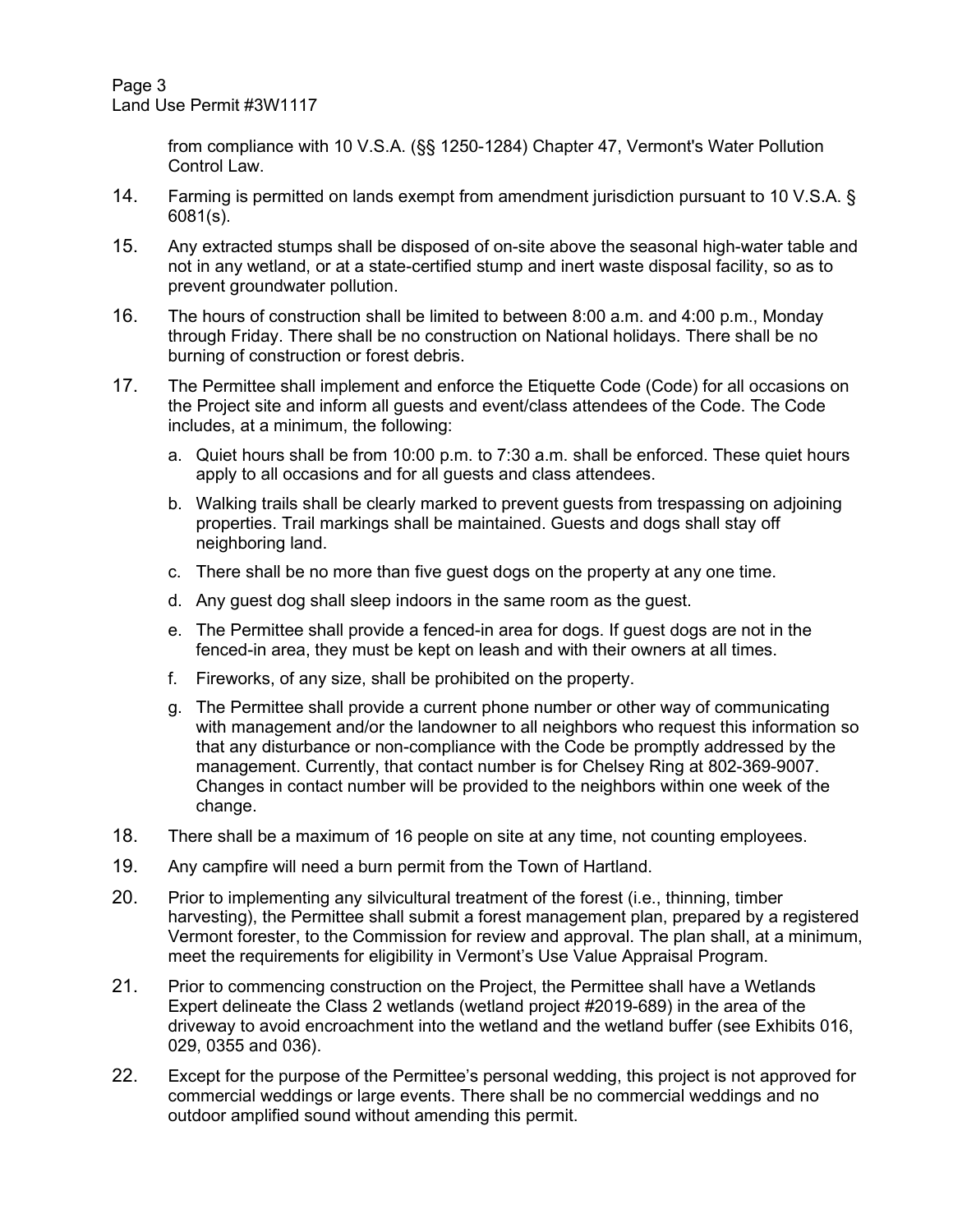from compliance with 10 V.S.A. (§§ 1250-1284) Chapter 47, Vermont's Water Pollution Control Law.

14. Farming is permitted on lands exempt from amendment jurisdiction pursuant to 10 V.S.A. § 6081(s).

15. Any extracted stumps shall be disposed of on-site above the seasonal high-water table and not in any wetland, or at a state-certified stump and inert waste disposal facility, so as to prevent groundwater pollution.

16. The hours of construction shall be limited to between 8:00 a.m. and 4:00 p.m., Monday through Friday. There shall be no construction on National holidays. There shall be no burning of construction or forest debris.

17. The Permittee shall implement and enforce the Etiquette Code (Code) for all occasions on the Project site and inform all guests and event/class attendees of the Code. The Code includes, at a minimum, the following:

    a. Quiet hours shall be from 10:00 p.m. to 7:30 a.m. shall be enforced. These quiet hours apply to all occasions and for all guests and class attendees.

    b. Walking trails shall be clearly marked to prevent guests from trespassing on adjoining properties. Trail markings shall be maintained. Guests and dogs shall stay off neighboring land.

    c. There shall be no more than five guest dogs on the property at any one time.

    d. Any guest dog shall sleep indoors in the same room as the guest.

    e. The Permittee shall provide a fenced-in area for dogs. If guest dogs are not in the fenced-in area, they must be kept on leash and with their owners at all times.

    f. Fireworks, of any size, shall be prohibited on the property.

    g. The Permittee shall provide a current phone number or other way of communicating with management and/or the landowner to all neighbors who request this information so that any disturbance or non-compliance with the Code be promptly addressed by the management. Currently, that contact number is for Chelsey Ring at 802-369-9007. Changes in contact number will be provided to the neighbors within one week of the change.

18. There shall be a maximum of 16 people on site at any time, not counting employees.

19. Any campfire will need a burn permit from the Town of Hartland.

20. Prior to implementing any silvicultural treatment of the forest (i.e., thinning, timber harvesting), the Permittee shall submit a forest management plan, prepared by a registered Vermont forester, to the Commission for review and approval. The plan shall, at a minimum, meet the requirements for eligibility in Vermont's Use Value Appraisal Program.

21. Prior to commencing construction on the Project, the Permittee shall have a Wetlands Expert delineate the Class 2 wetlands (wetland project #2019-689) in the area of the driveway to avoid encroachment into the wetland and the wetland buffer (see Exhibits 016, 029, 0355 and 036).

22. Except for the purpose of the Permittee's personal wedding, this project is not approved for commercial weddings or large events. There shall be no commercial weddings and no outdoor amplified sound without amending this permit.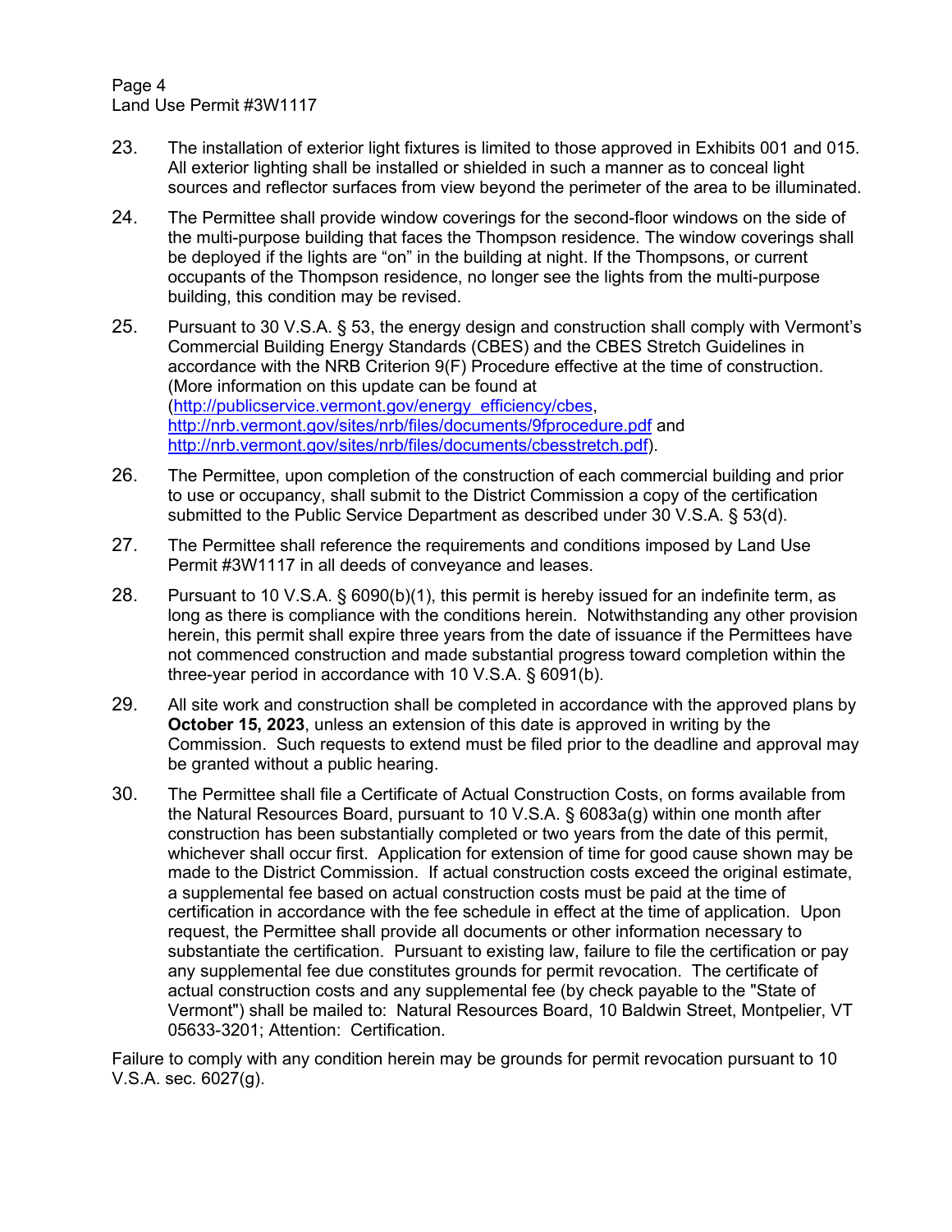23. The installation of exterior light fixtures is limited to those approved in Exhibits 001 and 015. All exterior lighting shall be installed or shielded in such a manner as to conceal light sources and reflector surfaces from view beyond the perimeter of the area to be illuminated.

24. The Permittee shall provide window coverings for the second-floor windows on the side of the multi-purpose building that faces the Thompson residence. The window coverings shall be deployed if the lights are "on" in the building at night. If the Thompsons, or current occupants of the Thompson residence, no longer see the lights from the multi-purpose building, this condition may be revised.

25. Pursuant to 30 V.S.A. § 53, the energy design and construction shall comply with Vermont's Commercial Building Energy Standards (CBES) and the CBES Stretch Guidelines in accordance with the NRB Criterion 9(F) Procedure effective at the time of construction. (More information on this update can be found at (http://publicservice.vermont.gov/energy_efficiency/cbes, http://nrb.vermont.gov/sites/nrb/files/documents/9fprocedure.pdf and http://nrb.vermont.gov/sites/nrb/files/documents/cbesstretch.pdf).

26. The Permittee, upon completion of the construction of each commercial building and prior to use or occupancy, shall submit to the District Commission a copy of the certification submitted to the Public Service Department as described under 30 V.S.A. § 53(d).

27. The Permittee shall reference the requirements and conditions imposed by Land Use Permit #3W1117 in all deeds of conveyance and leases.

28. Pursuant to 10 V.S.A. § 6090(b)(1), this permit is hereby issued for an indefinite term, as long as there is compliance with the conditions herein. Notwithstanding any other provision herein, this permit shall expire three years from the date of issuance if the Permittees have not commenced construction and made substantial progress toward completion within the three-year period in accordance with 10 V.S.A. § 6091(b).

29. All site work and construction shall be completed in accordance with the approved plans by **October 15, 2023**, unless an extension of this date is approved in writing by the Commission. Such requests to extend must be filed prior to the deadline and approval may be granted without a public hearing.

30. The Permittee shall file a Certificate of Actual Construction Costs, on forms available from the Natural Resources Board, pursuant to 10 V.S.A. § 6083a(g) within one month after construction has been substantially completed or two years from the date of this permit, whichever shall occur first. Application for extension of time for good cause shown may be made to the District Commission. If actual construction costs exceed the original estimate, a supplemental fee based on actual construction costs must be paid at the time of certification in accordance with the fee schedule in effect at the time of application. Upon request, the Permittee shall provide all documents or other information necessary to substantiate the certification. Pursuant to existing law, failure to file the certification or pay any supplemental fee due constitutes grounds for permit revocation. The certificate of actual construction costs and any supplemental fee (by check payable to the "State of Vermont") shall be mailed to: Natural Resources Board, 10 Baldwin Street, Montpelier, VT 05633-3201; Attention: Certification.

Failure to comply with any condition herein may be grounds for permit revocation pursuant to 10 V.S.A. sec. 6027(g).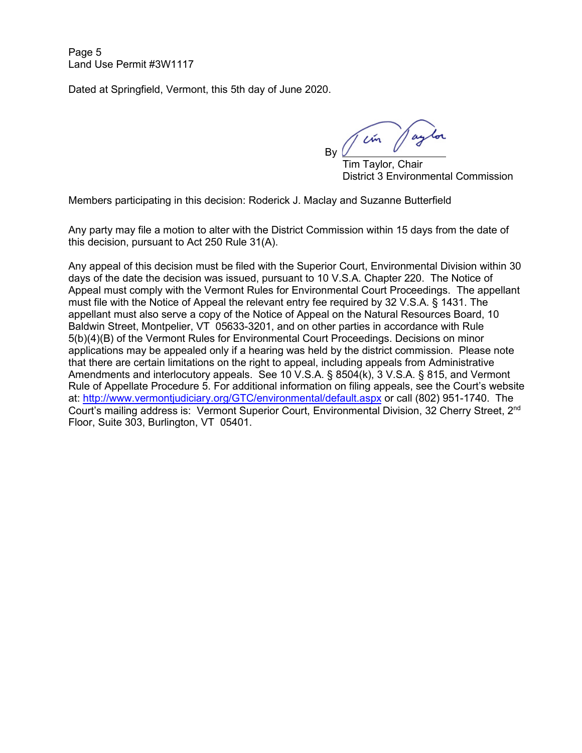Dated at Springfield, Vermont, this 5th day of June 2020.

By ______________________
Tim Taylor, Chair
District 3 Environmental Commission

Members participating in this decision: Roderick J. Maclay and Suzanne Butterfield

Any party may file a motion to alter with the District Commission within 15 days from the date of this decision, pursuant to Act 250 Rule 31(A).

Any appeal of this decision must be filed with the Superior Court, Environmental Division within 30 days of the date the decision was issued, pursuant to 10 V.S.A. Chapter 220. The Notice of Appeal must comply with the Vermont Rules for Environmental Court Proceedings. The appellant must file with the Notice of Appeal the relevant entry fee required by 32 V.S.A. § 1431. The appellant must also serve a copy of the Notice of Appeal on the Natural Resources Board, 10 Baldwin Street, Montpelier, VT 05633-3201, and on other parties in accordance with Rule 5(b)(4)(B) of the Vermont Rules for Environmental Court Proceedings. Decisions on minor applications may be appealed only if a hearing was held by the district commission. Please note that there are certain limitations on the right to appeal, including appeals from Administrative Amendments and interlocutory appeals. See 10 V.S.A. § 8504(k), 3 V.S.A. § 815, and Vermont Rule of Appellate Procedure 5. For additional information on filing appeals, see the Court's website at: http://www.vermontjudiciary.org/GTC/environmental/default.aspx or call (802) 951-1740. The Court's mailing address is: Vermont Superior Court, Environmental Division, 32 Cherry Street, 2nd Floor, Suite 303, Burlington, VT 05401.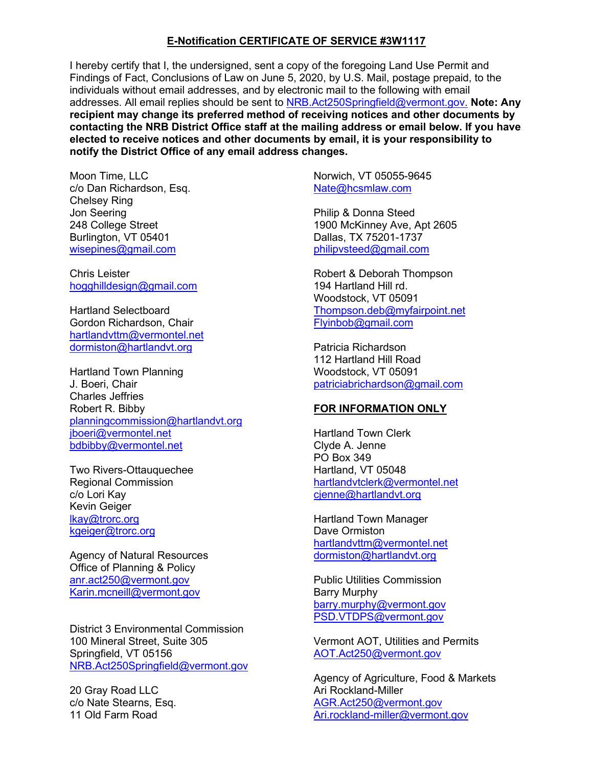## E-Notification CERTIFICATE OF SERVICE #3W1117

I hereby certify that I, the undersigned, sent a copy of the foregoing Land Use Permit and Findings of Fact, Conclusions of Law on June 5, 2020, by U.S. Mail, postage prepaid, to the individuals without email addresses, and by electronic mail to the following with email addresses. All email replies should be sent to NRB.Act250Springfield@vermont.gov. **Note: Any recipient may change its preferred method of receiving notices and other documents by contacting the NRB District Office staff at the mailing address or email below. If you have elected to receive notices and other documents by email, it is your responsibility to notify the District Office of any email address changes.**

Moon Time, LLC
c/o Dan Richardson, Esq.
Chelsey Ring
Jon Seering
248 College Street
Burlington, VT 05401
wisepines@gmail.com

Chris Leister
hogghilldesign@gmail.com

Hartland Selectboard
Gordon Richardson, Chair
hartlandvttm@vermontel.net
dormiston@hartlandvt.org

Hartland Town Planning
J. Boeri, Chair
Charles Jeffries
Robert R. Bibby
planningcommission@hartlandvt.org
jboeri@vermontel.net
bdbibby@vermontel.net

Two Rivers-Ottauquechee
Regional Commission
c/o Lori Kay
Kevin Geiger
lkay@trorc.org
kgeiger@trorc.org

Agency of Natural Resources
Office of Planning & Policy
anr.act250@vermont.gov
Karin.mcneill@vermont.gov

District 3 Environmental Commission
100 Mineral Street, Suite 305
Springfield, VT 05156
NRB.Act250Springfield@vermont.gov

20 Gray Road LLC
c/o Nate Stearns, Esq.
11 Old Farm Road
Norwich, VT 05055-9645
Nate@hcsmlaw.com

Philip & Donna Steed
1900 McKinney Ave, Apt 2605
Dallas, TX 75201-1737
philipvsteed@gmail.com

Robert & Deborah Thompson
194 Hartland Hill rd.
Woodstock, VT 05091
Thompson.deb@myfairpoint.net
Flyinbob@gmail.com

Patricia Richardson
112 Hartland Hill Road
Woodstock, VT 05091
patriciabrichardson@gmail.com

**FOR INFORMATION ONLY**

Hartland Town Clerk
Clyde A. Jenne
PO Box 349
Hartland, VT 05048
hartlandvtclerk@vermontel.net
cjenne@hartlandvt.org

Hartland Town Manager
Dave Ormiston
hartlandvttm@vermontel.net
dormiston@hartlandvt.org

Public Utilities Commission
Barry Murphy
barry.murphy@vermont.gov
PSD.VTDPS@vermont.gov

Vermont AOT, Utilities and Permits
AOT.Act250@vermont.gov

Agency of Agriculture, Food & Markets
Ari Rockland-Miller
AGR.Act250@vermont.gov
Ari.rockland-miller@vermont.gov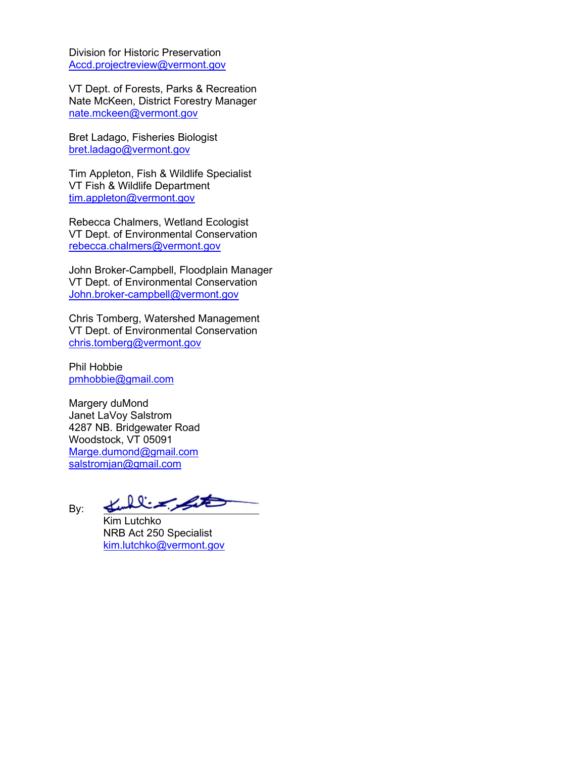Division for Historic Preservation
Accd.projectreview@vermont.gov

VT Dept. of Forests, Parks & Recreation
Nate McKeen, District Forestry Manager
nate.mckeen@vermont.gov

Bret Ladago, Fisheries Biologist
bret.ladago@vermont.gov

Tim Appleton, Fish & Wildlife Specialist
VT Fish & Wildlife Department
tim.appleton@vermont.gov

Rebecca Chalmers, Wetland Ecologist
VT Dept. of Environmental Conservation
rebecca.chalmers@vermont.gov

John Broker-Campbell, Floodplain Manager
VT Dept. of Environmental Conservation
John.broker-campbell@vermont.gov

Chris Tomberg, Watershed Management
VT Dept. of Environmental Conservation
chris.tomberg@vermont.gov

Phil Hobbie
pmhobbie@gmail.com

Margery duMond
Janet LaVoy Salstrom
4287 NB. Bridgewater Road
Woodstock, VT 05091
Marge.dumond@gmail.com
salstromjan@gmail.com

By: ______________________
Kim Lutchko
NRB Act 250 Specialist
kim.lutchko@vermont.gov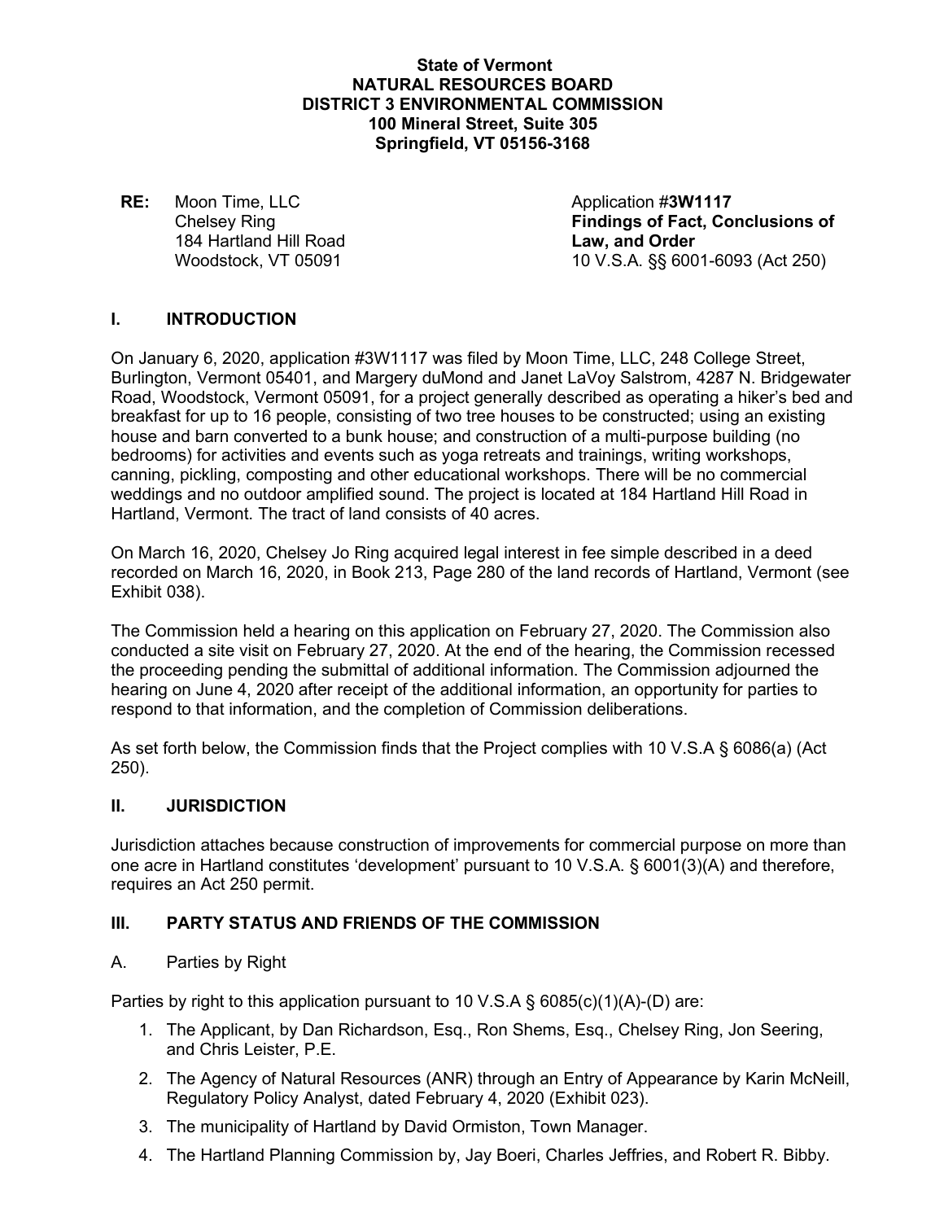**State of Vermont**
**NATURAL RESOURCES BOARD**
**DISTRICT 3 ENVIRONMENTAL COMMISSION**
**100 Mineral Street, Suite 305**
**Springfield, VT 05156-3168**

**RE:** Moon Time, LLC
Chelsey Ring
184 Hartland Hill Road
Woodstock, VT 05091

Application #**3W1117**
**Findings of Fact, Conclusions of Law, and Order**
10 V.S.A. §§ 6001-6093 (Act 250)

## I. INTRODUCTION

On January 6, 2020, application #3W1117 was filed by Moon Time, LLC, 248 College Street, Burlington, Vermont 05401, and Margery duMond and Janet LaVoy Salstrom, 4287 N. Bridgewater Road, Woodstock, Vermont 05091, for a project generally described as operating a hiker's bed and breakfast for up to 16 people, consisting of two tree houses to be constructed; using an existing house and barn converted to a bunk house; and construction of a multi-purpose building (no bedrooms) for activities and events such as yoga retreats and trainings, writing workshops, canning, pickling, composting and other educational workshops. There will be no commercial weddings and no outdoor amplified sound. The project is located at 184 Hartland Hill Road in Hartland, Vermont. The tract of land consists of 40 acres.

On March 16, 2020, Chelsey Jo Ring acquired legal interest in fee simple described in a deed recorded on March 16, 2020, in Book 213, Page 280 of the land records of Hartland, Vermont (see Exhibit 038).

The Commission held a hearing on this application on February 27, 2020. The Commission also conducted a site visit on February 27, 2020. At the end of the hearing, the Commission recessed the proceeding pending the submittal of additional information. The Commission adjourned the hearing on June 4, 2020 after receipt of the additional information, an opportunity for parties to respond to that information, and the completion of Commission deliberations.

As set forth below, the Commission finds that the Project complies with 10 V.S.A § 6086(a) (Act 250).

## II. JURISDICTION

Jurisdiction attaches because construction of improvements for commercial purpose on more than one acre in Hartland constitutes 'development' pursuant to 10 V.S.A. § 6001(3)(A) and therefore, requires an Act 250 permit.

## III. PARTY STATUS AND FRIENDS OF THE COMMISSION

A. Parties by Right

Parties by right to this application pursuant to 10 V.S.A § 6085(c)(1)(A)-(D) are:

1. The Applicant, by Dan Richardson, Esq., Ron Shems, Esq., Chelsey Ring, Jon Seering, and Chris Leister, P.E.
2. The Agency of Natural Resources (ANR) through an Entry of Appearance by Karin McNeill, Regulatory Policy Analyst, dated February 4, 2020 (Exhibit 023).
3. The municipality of Hartland by David Ormiston, Town Manager.
4. The Hartland Planning Commission by, Jay Boeri, Charles Jeffries, and Robert R. Bibby.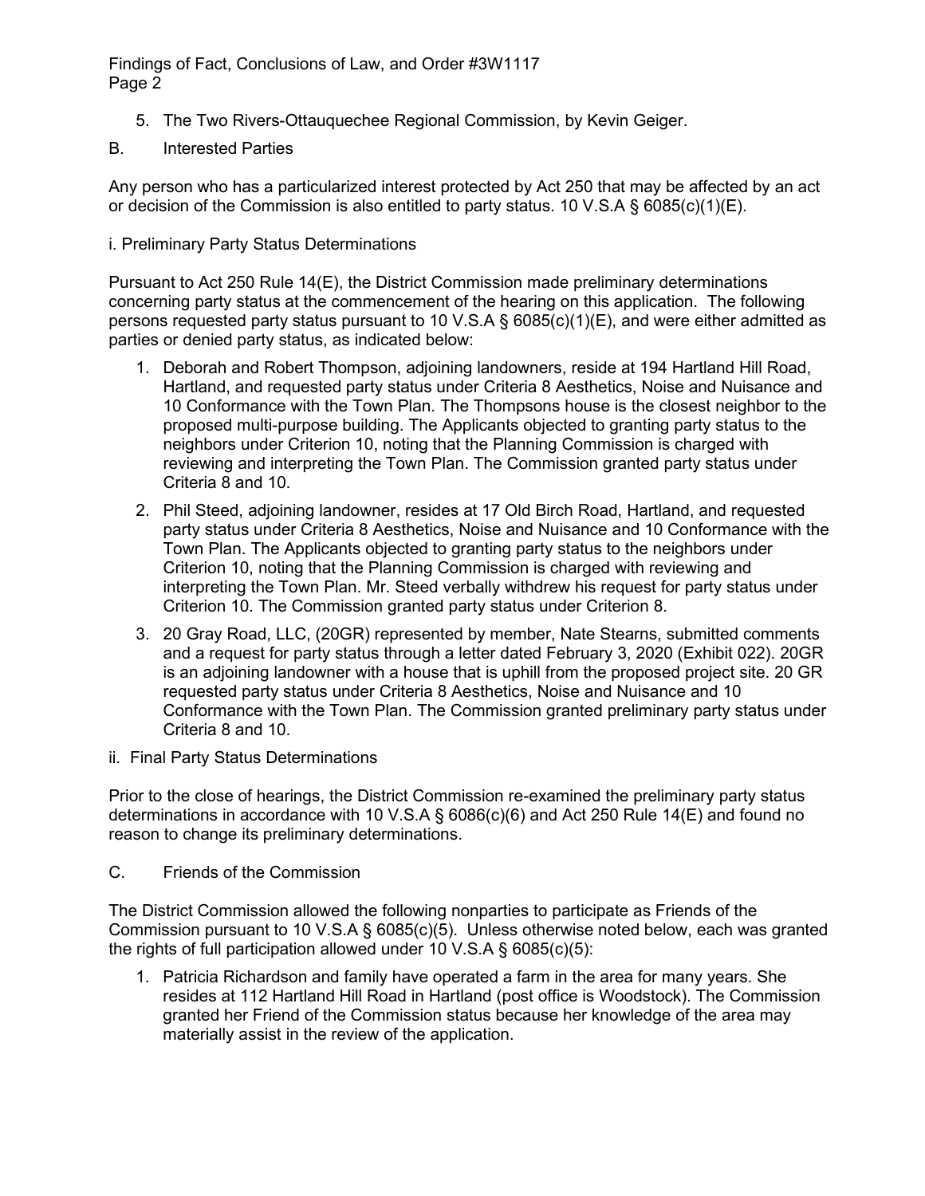5. The Two Rivers-Ottauquechee Regional Commission, by Kevin Geiger.

B. Interested Parties

Any person who has a particularized interest protected by Act 250 that may be affected by an act or decision of the Commission is also entitled to party status. 10 V.S.A § 6085(c)(1)(E).

i. Preliminary Party Status Determinations

Pursuant to Act 250 Rule 14(E), the District Commission made preliminary determinations concerning party status at the commencement of the hearing on this application. The following persons requested party status pursuant to 10 V.S.A § 6085(c)(1)(E), and were either admitted as parties or denied party status, as indicated below:

1. Deborah and Robert Thompson, adjoining landowners, reside at 194 Hartland Hill Road, Hartland, and requested party status under Criteria 8 Aesthetics, Noise and Nuisance and 10 Conformance with the Town Plan. The Thompsons house is the closest neighbor to the proposed multi-purpose building. The Applicants objected to granting party status to the neighbors under Criterion 10, noting that the Planning Commission is charged with reviewing and interpreting the Town Plan. The Commission granted party status under Criteria 8 and 10.
2. Phil Steed, adjoining landowner, resides at 17 Old Birch Road, Hartland, and requested party status under Criteria 8 Aesthetics, Noise and Nuisance and 10 Conformance with the Town Plan. The Applicants objected to granting party status to the neighbors under Criterion 10, noting that the Planning Commission is charged with reviewing and interpreting the Town Plan. Mr. Steed verbally withdrew his request for party status under Criterion 10. The Commission granted party status under Criterion 8.
3. 20 Gray Road, LLC, (20GR) represented by member, Nate Stearns, submitted comments and a request for party status through a letter dated February 3, 2020 (Exhibit 022). 20GR is an adjoining landowner with a house that is uphill from the proposed project site. 20 GR requested party status under Criteria 8 Aesthetics, Noise and Nuisance and 10 Conformance with the Town Plan. The Commission granted preliminary party status under Criteria 8 and 10.

ii. Final Party Status Determinations

Prior to the close of hearings, the District Commission re-examined the preliminary party status determinations in accordance with 10 V.S.A § 6086(c)(6) and Act 250 Rule 14(E) and found no reason to change its preliminary determinations.

C. Friends of the Commission

The District Commission allowed the following nonparties to participate as Friends of the Commission pursuant to 10 V.S.A § 6085(c)(5). Unless otherwise noted below, each was granted the rights of full participation allowed under 10 V.S.A § 6085(c)(5):

1. Patricia Richardson and family have operated a farm in the area for many years. She resides at 112 Hartland Hill Road in Hartland (post office is Woodstock). The Commission granted her Friend of the Commission status because her knowledge of the area may materially assist in the review of the application.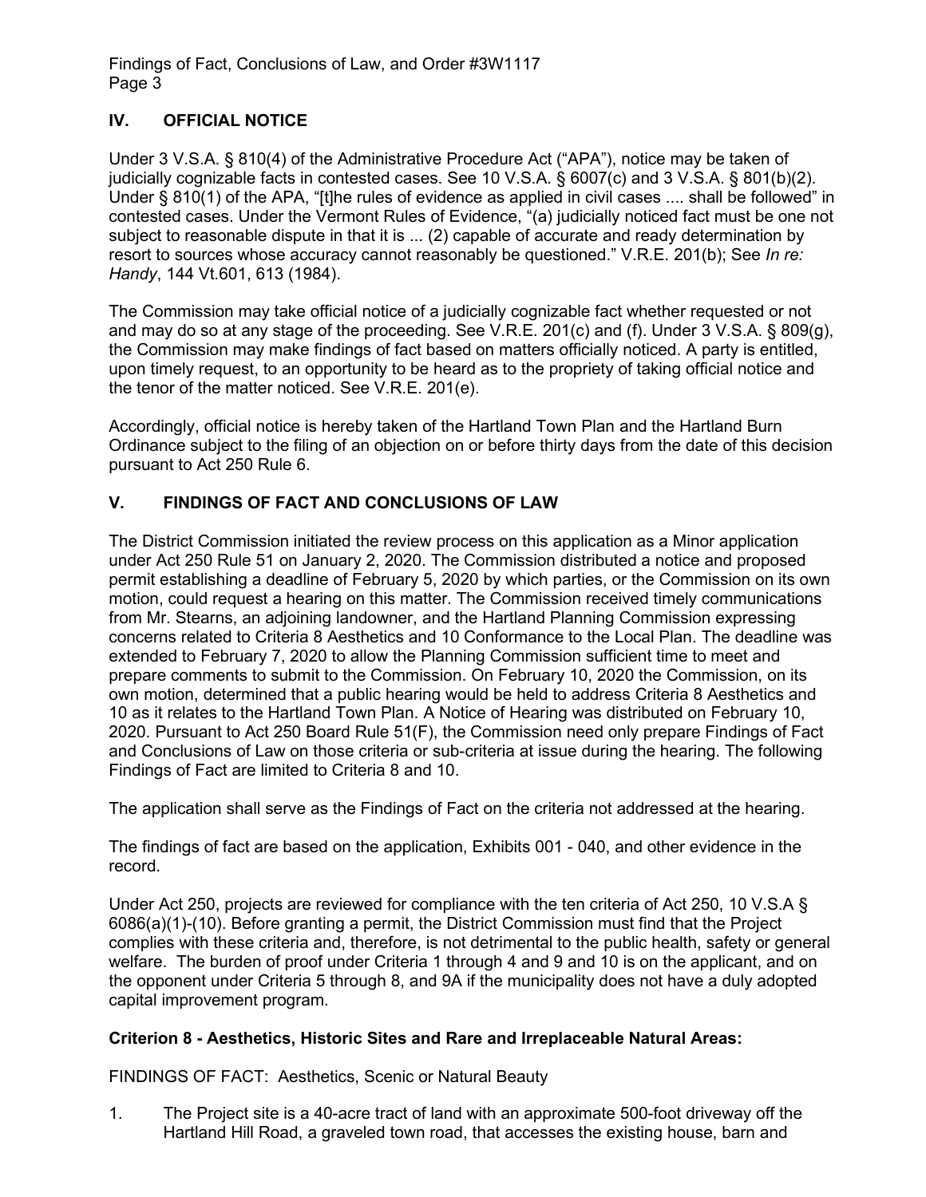## IV. OFFICIAL NOTICE

Under 3 V.S.A. § 810(4) of the Administrative Procedure Act ("APA"), notice may be taken of judicially cognizable facts in contested cases. See 10 V.S.A. § 6007(c) and 3 V.S.A. § 801(b)(2). Under § 810(1) of the APA, "[t]he rules of evidence as applied in civil cases .... shall be followed" in contested cases. Under the Vermont Rules of Evidence, "(a) judicially noticed fact must be one not subject to reasonable dispute in that it is ... (2) capable of accurate and ready determination by resort to sources whose accuracy cannot reasonably be questioned." V.R.E. 201(b); See *In re: Handy*, 144 Vt.601, 613 (1984).

The Commission may take official notice of a judicially cognizable fact whether requested or not and may do so at any stage of the proceeding. See V.R.E. 201(c) and (f). Under 3 V.S.A. § 809(g), the Commission may make findings of fact based on matters officially noticed. A party is entitled, upon timely request, to an opportunity to be heard as to the propriety of taking official notice and the tenor of the matter noticed. See V.R.E. 201(e).

Accordingly, official notice is hereby taken of the Hartland Town Plan and the Hartland Burn Ordinance subject to the filing of an objection on or before thirty days from the date of this decision pursuant to Act 250 Rule 6.

## V. FINDINGS OF FACT AND CONCLUSIONS OF LAW

The District Commission initiated the review process on this application as a Minor application under Act 250 Rule 51 on January 2, 2020. The Commission distributed a notice and proposed permit establishing a deadline of February 5, 2020 by which parties, or the Commission on its own motion, could request a hearing on this matter. The Commission received timely communications from Mr. Stearns, an adjoining landowner, and the Hartland Planning Commission expressing concerns related to Criteria 8 Aesthetics and 10 Conformance to the Local Plan. The deadline was extended to February 7, 2020 to allow the Planning Commission sufficient time to meet and prepare comments to submit to the Commission. On February 10, 2020 the Commission, on its own motion, determined that a public hearing would be held to address Criteria 8 Aesthetics and 10 as it relates to the Hartland Town Plan. A Notice of Hearing was distributed on February 10, 2020. Pursuant to Act 250 Board Rule 51(F), the Commission need only prepare Findings of Fact and Conclusions of Law on those criteria or sub-criteria at issue during the hearing. The following Findings of Fact are limited to Criteria 8 and 10.

The application shall serve as the Findings of Fact on the criteria not addressed at the hearing.

The findings of fact are based on the application, Exhibits 001 - 040, and other evidence in the record.

Under Act 250, projects are reviewed for compliance with the ten criteria of Act 250, 10 V.S.A § 6086(a)(1)-(10). Before granting a permit, the District Commission must find that the Project complies with these criteria and, therefore, is not detrimental to the public health, safety or general welfare. The burden of proof under Criteria 1 through 4 and 9 and 10 is on the applicant, and on the opponent under Criteria 5 through 8, and 9A if the municipality does not have a duly adopted capital improvement program.

### Criterion 8 - Aesthetics, Historic Sites and Rare and Irreplaceable Natural Areas:

FINDINGS OF FACT: Aesthetics, Scenic or Natural Beauty

1. The Project site is a 40-acre tract of land with an approximate 500-foot driveway off the Hartland Hill Road, a graveled town road, that accesses the existing house, barn and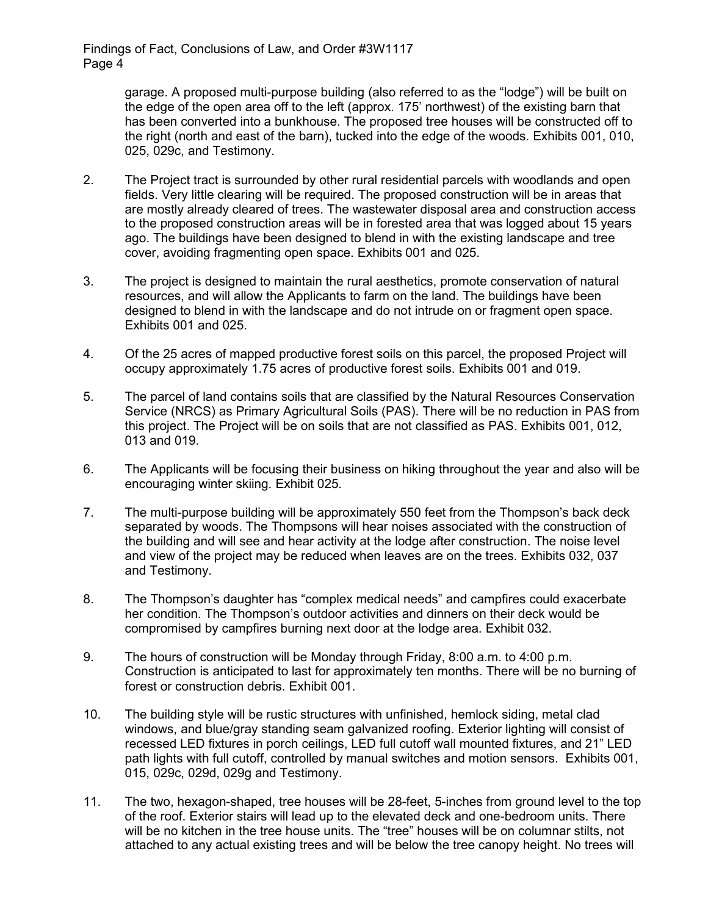garage. A proposed multi-purpose building (also referred to as the "lodge") will be built on the edge of the open area off to the left (approx. 175' northwest) of the existing barn that has been converted into a bunkhouse. The proposed tree houses will be constructed off to the right (north and east of the barn), tucked into the edge of the woods. Exhibits 001, 010, 025, 029c, and Testimony.

2. The Project tract is surrounded by other rural residential parcels with woodlands and open fields. Very little clearing will be required. The proposed construction will be in areas that are mostly already cleared of trees. The wastewater disposal area and construction access to the proposed construction areas will be in forested area that was logged about 15 years ago. The buildings have been designed to blend in with the existing landscape and tree cover, avoiding fragmenting open space. Exhibits 001 and 025.

3. The project is designed to maintain the rural aesthetics, promote conservation of natural resources, and will allow the Applicants to farm on the land. The buildings have been designed to blend in with the landscape and do not intrude on or fragment open space. Exhibits 001 and 025.

4. Of the 25 acres of mapped productive forest soils on this parcel, the proposed Project will occupy approximately 1.75 acres of productive forest soils. Exhibits 001 and 019.

5. The parcel of land contains soils that are classified by the Natural Resources Conservation Service (NRCS) as Primary Agricultural Soils (PAS). There will be no reduction in PAS from this project. The Project will be on soils that are not classified as PAS. Exhibits 001, 012, 013 and 019.

6. The Applicants will be focusing their business on hiking throughout the year and also will be encouraging winter skiing. Exhibit 025.

7. The multi-purpose building will be approximately 550 feet from the Thompson's back deck separated by woods. The Thompsons will hear noises associated with the construction of the building and will see and hear activity at the lodge after construction. The noise level and view of the project may be reduced when leaves are on the trees. Exhibits 032, 037 and Testimony.

8. The Thompson's daughter has "complex medical needs" and campfires could exacerbate her condition. The Thompson's outdoor activities and dinners on their deck would be compromised by campfires burning next door at the lodge area. Exhibit 032.

9. The hours of construction will be Monday through Friday, 8:00 a.m. to 4:00 p.m. Construction is anticipated to last for approximately ten months. There will be no burning of forest or construction debris. Exhibit 001.

10. The building style will be rustic structures with unfinished, hemlock siding, metal clad windows, and blue/gray standing seam galvanized roofing. Exterior lighting will consist of recessed LED fixtures in porch ceilings, LED full cutoff wall mounted fixtures, and 21" LED path lights with full cutoff, controlled by manual switches and motion sensors. Exhibits 001, 015, 029c, 029d, 029g and Testimony.

11. The two, hexagon-shaped, tree houses will be 28-feet, 5-inches from ground level to the top of the roof. Exterior stairs will lead up to the elevated deck and one-bedroom units. There will be no kitchen in the tree house units. The "tree" houses will be on columnar stilts, not attached to any actual existing trees and will be below the tree canopy height. No trees will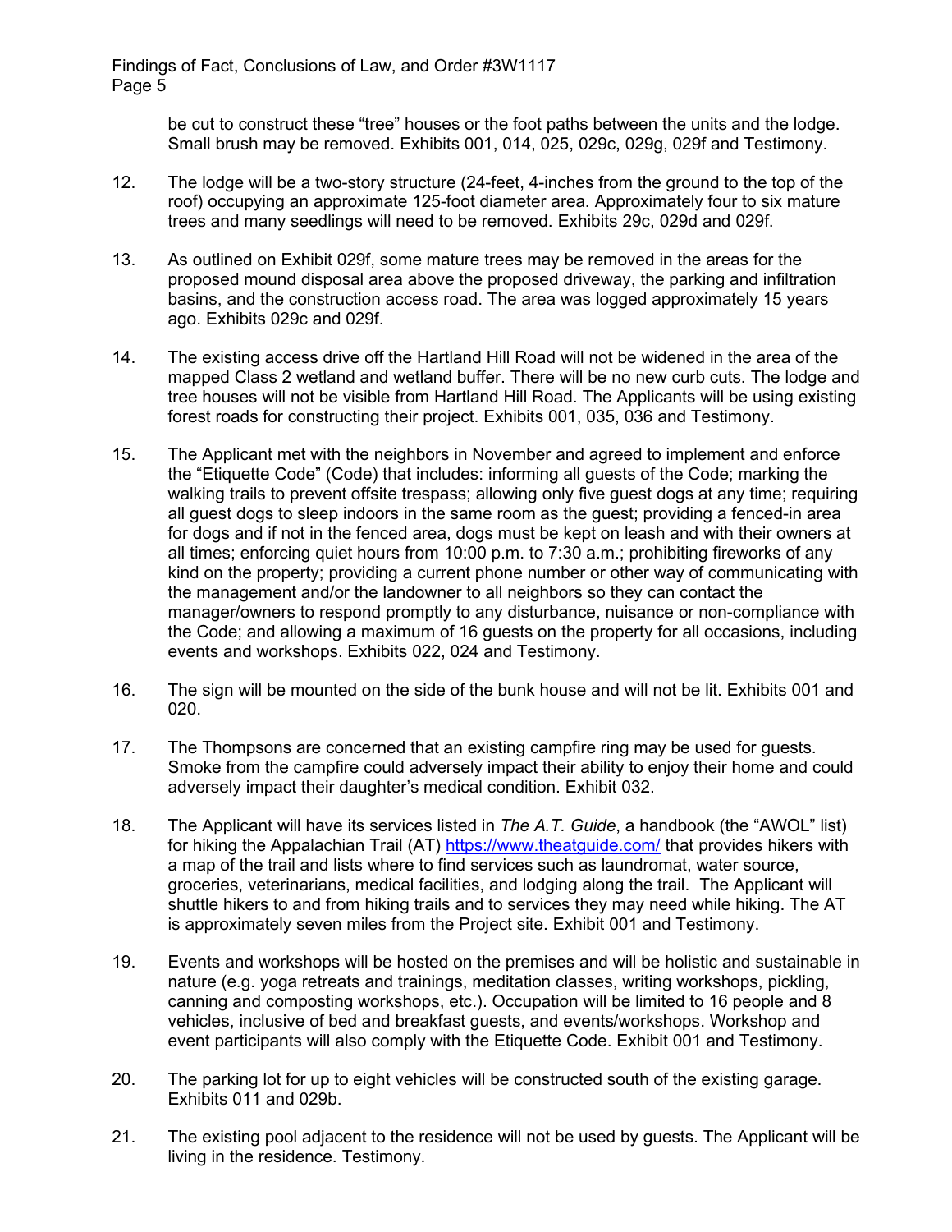be cut to construct these "tree" houses or the foot paths between the units and the lodge. Small brush may be removed. Exhibits 001, 014, 025, 029c, 029g, 029f and Testimony.

12. The lodge will be a two-story structure (24-feet, 4-inches from the ground to the top of the roof) occupying an approximate 125-foot diameter area. Approximately four to six mature trees and many seedlings will need to be removed. Exhibits 29c, 029d and 029f.

13. As outlined on Exhibit 029f, some mature trees may be removed in the areas for the proposed mound disposal area above the proposed driveway, the parking and infiltration basins, and the construction access road. The area was logged approximately 15 years ago. Exhibits 029c and 029f.

14. The existing access drive off the Hartland Hill Road will not be widened in the area of the mapped Class 2 wetland and wetland buffer. There will be no new curb cuts. The lodge and tree houses will not be visible from Hartland Hill Road. The Applicants will be using existing forest roads for constructing their project. Exhibits 001, 035, 036 and Testimony.

15. The Applicant met with the neighbors in November and agreed to implement and enforce the "Etiquette Code" (Code) that includes: informing all guests of the Code; marking the walking trails to prevent offsite trespass; allowing only five guest dogs at any time; requiring all guest dogs to sleep indoors in the same room as the guest; providing a fenced-in area for dogs and if not in the fenced area, dogs must be kept on leash and with their owners at all times; enforcing quiet hours from 10:00 p.m. to 7:30 a.m.; prohibiting fireworks of any kind on the property; providing a current phone number or other way of communicating with the management and/or the landowner to all neighbors so they can contact the manager/owners to respond promptly to any disturbance, nuisance or non-compliance with the Code; and allowing a maximum of 16 guests on the property for all occasions, including events and workshops. Exhibits 022, 024 and Testimony.

16. The sign will be mounted on the side of the bunk house and will not be lit. Exhibits 001 and 020.

17. The Thompsons are concerned that an existing campfire ring may be used for guests. Smoke from the campfire could adversely impact their ability to enjoy their home and could adversely impact their daughter's medical condition. Exhibit 032.

18. The Applicant will have its services listed in *The A.T. Guide*, a handbook (the "AWOL" list) for hiking the Appalachian Trail (AT) https://www.theatguide.com/ that provides hikers with a map of the trail and lists where to find services such as laundromat, water source, groceries, veterinarians, medical facilities, and lodging along the trail. The Applicant will shuttle hikers to and from hiking trails and to services they may need while hiking. The AT is approximately seven miles from the Project site. Exhibit 001 and Testimony.

19. Events and workshops will be hosted on the premises and will be holistic and sustainable in nature (e.g. yoga retreats and trainings, meditation classes, writing workshops, pickling, canning and composting workshops, etc.). Occupation will be limited to 16 people and 8 vehicles, inclusive of bed and breakfast guests, and events/workshops. Workshop and event participants will also comply with the Etiquette Code. Exhibit 001 and Testimony.

20. The parking lot for up to eight vehicles will be constructed south of the existing garage. Exhibits 011 and 029b.

21. The existing pool adjacent to the residence will not be used by guests. The Applicant will be living in the residence. Testimony.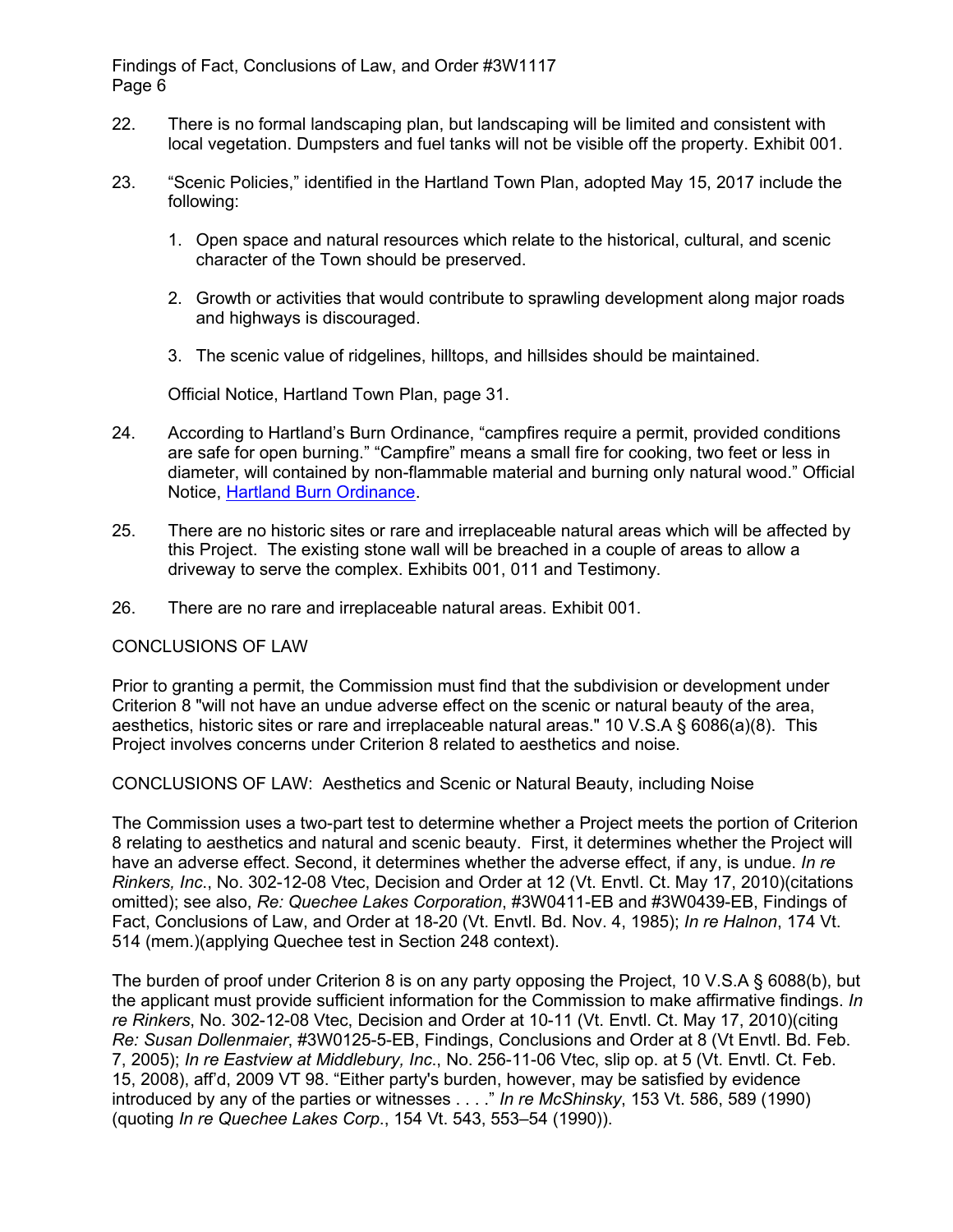22. There is no formal landscaping plan, but landscaping will be limited and consistent with local vegetation. Dumpsters and fuel tanks will not be visible off the property. Exhibit 001.

23. "Scenic Policies," identified in the Hartland Town Plan, adopted May 15, 2017 include the following:

    1. Open space and natural resources which relate to the historical, cultural, and scenic character of the Town should be preserved.

    2. Growth or activities that would contribute to sprawling development along major roads and highways is discouraged.

    3. The scenic value of ridgelines, hilltops, and hillsides should be maintained.

    Official Notice, Hartland Town Plan, page 31.

24. According to Hartland's Burn Ordinance, "campfires require a permit, provided conditions are safe for open burning." "Campfire" means a small fire for cooking, two feet or less in diameter, will contained by non-flammable material and burning only natural wood." Official Notice, Hartland Burn Ordinance.

25. There are no historic sites or rare and irreplaceable natural areas which will be affected by this Project. The existing stone wall will be breached in a couple of areas to allow a driveway to serve the complex. Exhibits 001, 011 and Testimony.

26. There are no rare and irreplaceable natural areas. Exhibit 001.

## CONCLUSIONS OF LAW

Prior to granting a permit, the Commission must find that the subdivision or development under Criterion 8 "will not have an undue adverse effect on the scenic or natural beauty of the area, aesthetics, historic sites or rare and irreplaceable natural areas." 10 V.S.A § 6086(a)(8). This Project involves concerns under Criterion 8 related to aesthetics and noise.

## CONCLUSIONS OF LAW: Aesthetics and Scenic or Natural Beauty, including Noise

The Commission uses a two-part test to determine whether a Project meets the portion of Criterion 8 relating to aesthetics and natural and scenic beauty. First, it determines whether the Project will have an adverse effect. Second, it determines whether the adverse effect, if any, is undue. *In re Rinkers, Inc.*, No. 302-12-08 Vtec, Decision and Order at 12 (Vt. Envtl. Ct. May 17, 2010)(citations omitted); see also, *Re: Quechee Lakes Corporation*, #3W0411-EB and #3W0439-EB, Findings of Fact, Conclusions of Law, and Order at 18-20 (Vt. Envtl. Bd. Nov. 4, 1985); *In re Halnon*, 174 Vt. 514 (mem.)(applying Quechee test in Section 248 context).

The burden of proof under Criterion 8 is on any party opposing the Project, 10 V.S.A § 6088(b), but the applicant must provide sufficient information for the Commission to make affirmative findings. *In re Rinkers*, No. 302-12-08 Vtec, Decision and Order at 10-11 (Vt. Envtl. Ct. May 17, 2010)(citing *Re: Susan Dollenmaier*, #3W0125-5-EB, Findings, Conclusions and Order at 8 (Vt Envtl. Bd. Feb. 7, 2005); *In re Eastview at Middlebury, Inc.*, No. 256-11-06 Vtec, slip op. at 5 (Vt. Envtl. Ct. Feb. 15, 2008), aff'd, 2009 VT 98. "Either party's burden, however, may be satisfied by evidence introduced by any of the parties or witnesses . . . ." *In re McShinsky*, 153 Vt. 586, 589 (1990) (quoting *In re Quechee Lakes Corp.*, 154 Vt. 543, 553–54 (1990)).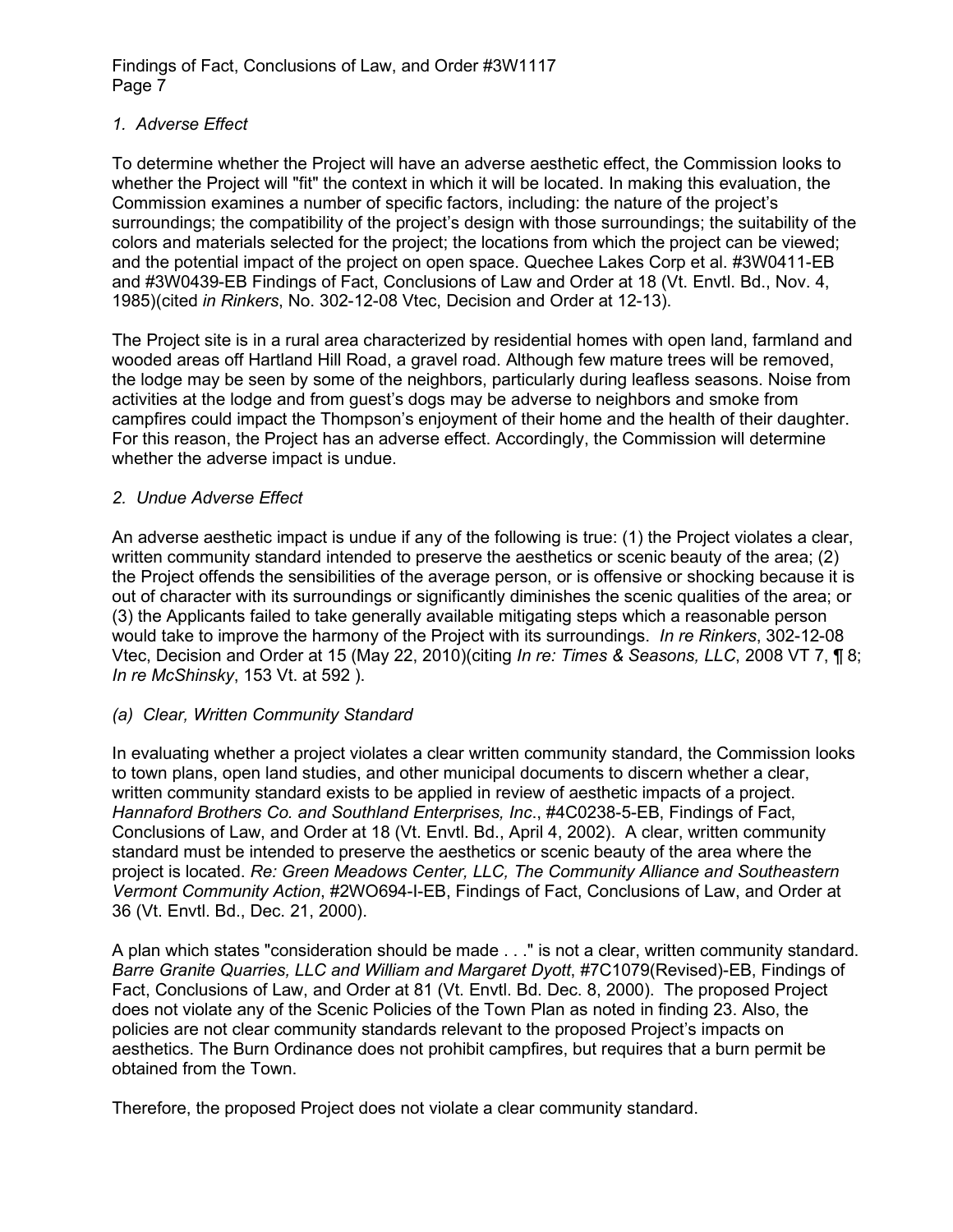*1. Adverse Effect*

To determine whether the Project will have an adverse aesthetic effect, the Commission looks to whether the Project will "fit" the context in which it will be located. In making this evaluation, the Commission examines a number of specific factors, including: the nature of the project's surroundings; the compatibility of the project's design with those surroundings; the suitability of the colors and materials selected for the project; the locations from which the project can be viewed; and the potential impact of the project on open space. Quechee Lakes Corp et al. #3W0411-EB and #3W0439-EB Findings of Fact, Conclusions of Law and Order at 18 (Vt. Envtl. Bd., Nov. 4, 1985)(cited *in Rinkers*, No. 302-12-08 Vtec, Decision and Order at 12-13).

The Project site is in a rural area characterized by residential homes with open land, farmland and wooded areas off Hartland Hill Road, a gravel road. Although few mature trees will be removed, the lodge may be seen by some of the neighbors, particularly during leafless seasons. Noise from activities at the lodge and from guest's dogs may be adverse to neighbors and smoke from campfires could impact the Thompson's enjoyment of their home and the health of their daughter. For this reason, the Project has an adverse effect. Accordingly, the Commission will determine whether the adverse impact is undue.

*2. Undue Adverse Effect*

An adverse aesthetic impact is undue if any of the following is true: (1) the Project violates a clear, written community standard intended to preserve the aesthetics or scenic beauty of the area; (2) the Project offends the sensibilities of the average person, or is offensive or shocking because it is out of character with its surroundings or significantly diminishes the scenic qualities of the area; or (3) the Applicants failed to take generally available mitigating steps which a reasonable person would take to improve the harmony of the Project with its surroundings. *In re Rinkers*, 302-12-08 Vtec, Decision and Order at 15 (May 22, 2010)(citing *In re: Times & Seasons, LLC*, 2008 VT 7, ¶ 8; *In re McShinsky*, 153 Vt. at 592 ).

*(a) Clear, Written Community Standard*

In evaluating whether a project violates a clear written community standard, the Commission looks to town plans, open land studies, and other municipal documents to discern whether a clear, written community standard exists to be applied in review of aesthetic impacts of a project. *Hannaford Brothers Co. and Southland Enterprises, Inc*., #4C0238-5-EB, Findings of Fact, Conclusions of Law, and Order at 18 (Vt. Envtl. Bd., April 4, 2002). A clear, written community standard must be intended to preserve the aesthetics or scenic beauty of the area where the project is located. *Re: Green Meadows Center, LLC, The Community Alliance and Southeastern Vermont Community Action*, #2WO694-I-EB, Findings of Fact, Conclusions of Law, and Order at 36 (Vt. Envtl. Bd., Dec. 21, 2000).

A plan which states "consideration should be made . . ." is not a clear, written community standard. *Barre Granite Quarries, LLC and William and Margaret Dyott*, #7C1079(Revised)-EB, Findings of Fact, Conclusions of Law, and Order at 81 (Vt. Envtl. Bd. Dec. 8, 2000). The proposed Project does not violate any of the Scenic Policies of the Town Plan as noted in finding 23. Also, the policies are not clear community standards relevant to the proposed Project's impacts on aesthetics. The Burn Ordinance does not prohibit campfires, but requires that a burn permit be obtained from the Town.

Therefore, the proposed Project does not violate a clear community standard.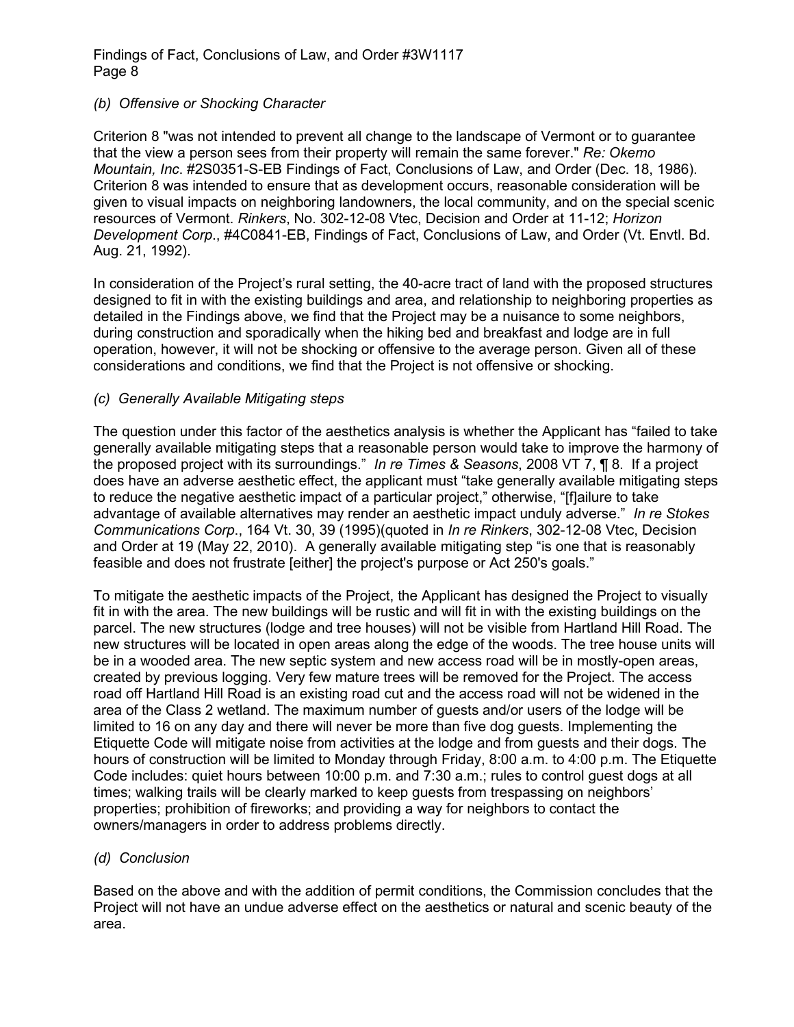### *(b) Offensive or Shocking Character*

Criterion 8 "was not intended to prevent all change to the landscape of Vermont or to guarantee that the view a person sees from their property will remain the same forever." *Re: Okemo Mountain, Inc*. #2S0351-S-EB Findings of Fact, Conclusions of Law, and Order (Dec. 18, 1986). Criterion 8 was intended to ensure that as development occurs, reasonable consideration will be given to visual impacts on neighboring landowners, the local community, and on the special scenic resources of Vermont. *Rinkers*, No. 302-12-08 Vtec, Decision and Order at 11-12; *Horizon Development Corp*., #4C0841-EB, Findings of Fact, Conclusions of Law, and Order (Vt. Envtl. Bd. Aug. 21, 1992).

In consideration of the Project's rural setting, the 40-acre tract of land with the proposed structures designed to fit in with the existing buildings and area, and relationship to neighboring properties as detailed in the Findings above, we find that the Project may be a nuisance to some neighbors, during construction and sporadically when the hiking bed and breakfast and lodge are in full operation, however, it will not be shocking or offensive to the average person. Given all of these considerations and conditions, we find that the Project is not offensive or shocking.

### *(c) Generally Available Mitigating steps*

The question under this factor of the aesthetics analysis is whether the Applicant has "failed to take generally available mitigating steps that a reasonable person would take to improve the harmony of the proposed project with its surroundings." *In re Times & Seasons*, 2008 VT 7, ¶ 8. If a project does have an adverse aesthetic effect, the applicant must "take generally available mitigating steps to reduce the negative aesthetic impact of a particular project," otherwise, "[f]ailure to take advantage of available alternatives may render an aesthetic impact unduly adverse." *In re Stokes Communications Corp*., 164 Vt. 30, 39 (1995)(quoted in *In re Rinkers*, 302-12-08 Vtec, Decision and Order at 19 (May 22, 2010). A generally available mitigating step "is one that is reasonably feasible and does not frustrate [either] the project's purpose or Act 250's goals."

To mitigate the aesthetic impacts of the Project, the Applicant has designed the Project to visually fit in with the area. The new buildings will be rustic and will fit in with the existing buildings on the parcel. The new structures (lodge and tree houses) will not be visible from Hartland Hill Road. The new structures will be located in open areas along the edge of the woods. The tree house units will be in a wooded area. The new septic system and new access road will be in mostly-open areas, created by previous logging. Very few mature trees will be removed for the Project. The access road off Hartland Hill Road is an existing road cut and the access road will not be widened in the area of the Class 2 wetland. The maximum number of guests and/or users of the lodge will be limited to 16 on any day and there will never be more than five dog guests. Implementing the Etiquette Code will mitigate noise from activities at the lodge and from guests and their dogs. The hours of construction will be limited to Monday through Friday, 8:00 a.m. to 4:00 p.m. The Etiquette Code includes: quiet hours between 10:00 p.m. and 7:30 a.m.; rules to control guest dogs at all times; walking trails will be clearly marked to keep guests from trespassing on neighbors' properties; prohibition of fireworks; and providing a way for neighbors to contact the owners/managers in order to address problems directly.

### *(d) Conclusion*

Based on the above and with the addition of permit conditions, the Commission concludes that the Project will not have an undue adverse effect on the aesthetics or natural and scenic beauty of the area.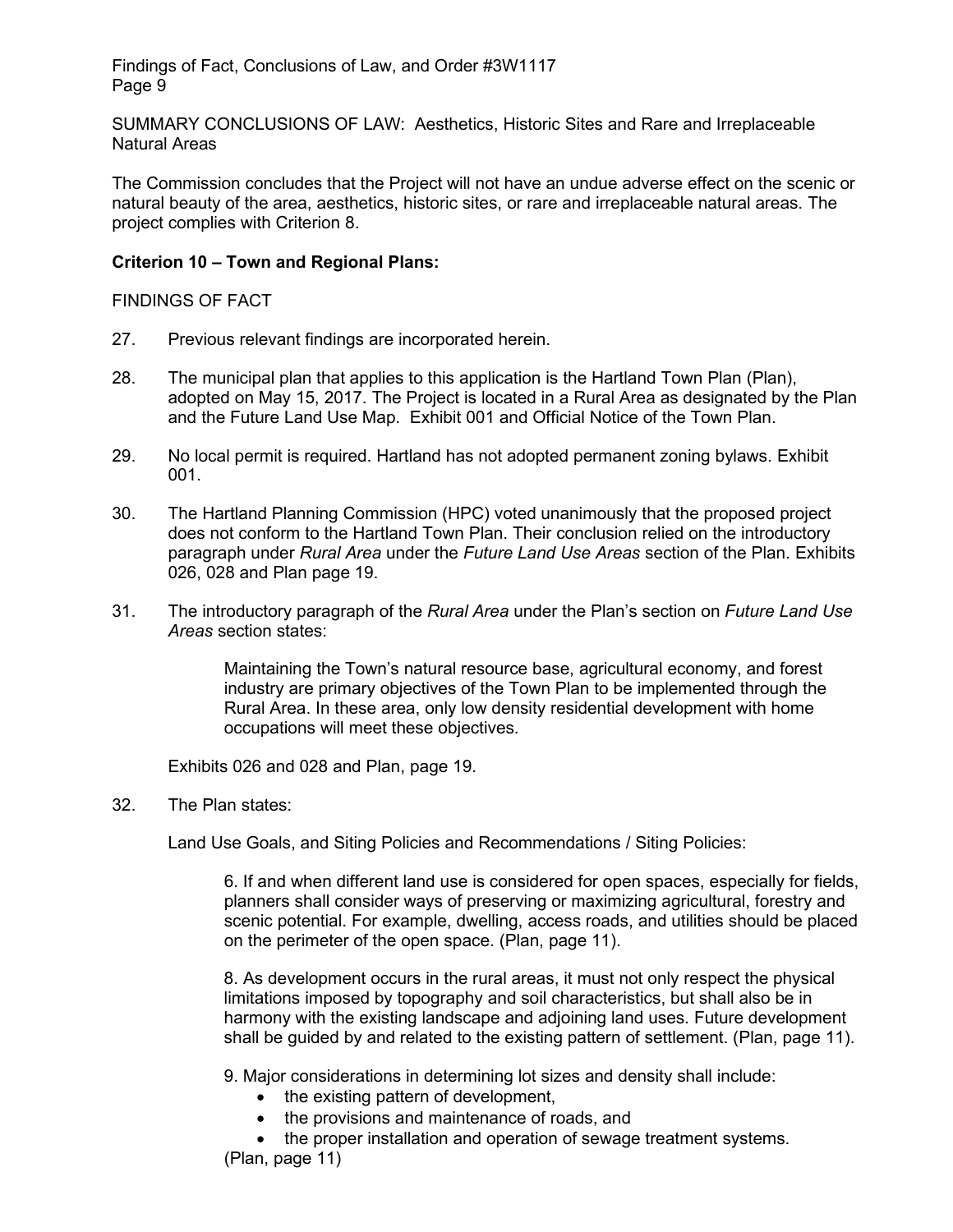SUMMARY CONCLUSIONS OF LAW: Aesthetics, Historic Sites and Rare and Irreplaceable Natural Areas

The Commission concludes that the Project will not have an undue adverse effect on the scenic or natural beauty of the area, aesthetics, historic sites, or rare and irreplaceable natural areas. The project complies with Criterion 8.

**Criterion 10 – Town and Regional Plans:**

FINDINGS OF FACT

27. Previous relevant findings are incorporated herein.

28. The municipal plan that applies to this application is the Hartland Town Plan (Plan), adopted on May 15, 2017. The Project is located in a Rural Area as designated by the Plan and the Future Land Use Map. Exhibit 001 and Official Notice of the Town Plan.

29. No local permit is required. Hartland has not adopted permanent zoning bylaws. Exhibit 001.

30. The Hartland Planning Commission (HPC) voted unanimously that the proposed project does not conform to the Hartland Town Plan. Their conclusion relied on the introductory paragraph under *Rural Area* under the *Future Land Use Areas* section of the Plan. Exhibits 026, 028 and Plan page 19.

31. The introductory paragraph of the *Rural Area* under the Plan's section on *Future Land Use Areas* section states:

> Maintaining the Town's natural resource base, agricultural economy, and forest industry are primary objectives of the Town Plan to be implemented through the Rural Area. In these area, only low density residential development with home occupations will meet these objectives.

Exhibits 026 and 028 and Plan, page 19.

32. The Plan states:

Land Use Goals, and Siting Policies and Recommendations / Siting Policies:

> 6. If and when different land use is considered for open spaces, especially for fields, planners shall consider ways of preserving or maximizing agricultural, forestry and scenic potential. For example, dwelling, access roads, and utilities should be placed on the perimeter of the open space. (Plan, page 11).
>
> 8. As development occurs in the rural areas, it must not only respect the physical limitations imposed by topography and soil characteristics, but shall also be in harmony with the existing landscape and adjoining land uses. Future development shall be guided by and related to the existing pattern of settlement. (Plan, page 11).
>
> 9. Major considerations in determining lot sizes and density shall include:
> - the existing pattern of development,
> - the provisions and maintenance of roads, and
> - the proper installation and operation of sewage treatment systems.
>
> (Plan, page 11)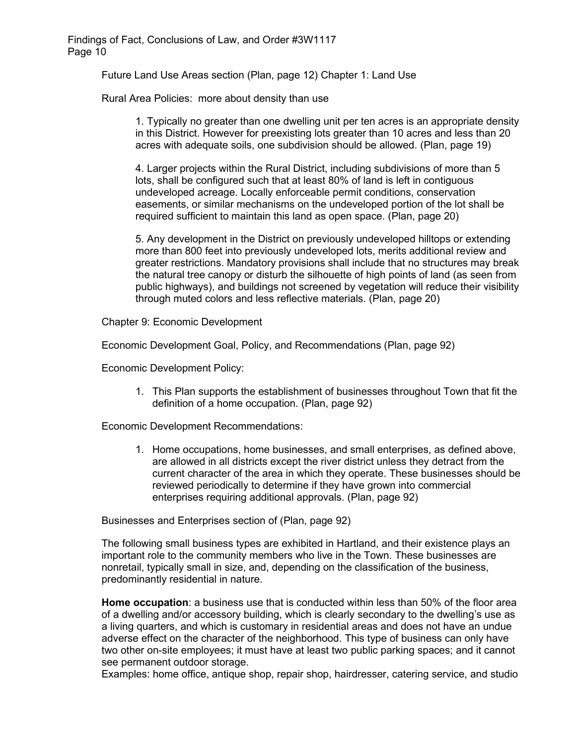Future Land Use Areas section (Plan, page 12) Chapter 1: Land Use

Rural Area Policies: more about density than use

> 1. Typically no greater than one dwelling unit per ten acres is an appropriate density in this District. However for preexisting lots greater than 10 acres and less than 20 acres with adequate soils, one subdivision should be allowed. (Plan, page 19)
>
> 4. Larger projects within the Rural District, including subdivisions of more than 5 lots, shall be configured such that at least 80% of land is left in contiguous undeveloped acreage. Locally enforceable permit conditions, conservation easements, or similar mechanisms on the undeveloped portion of the lot shall be required sufficient to maintain this land as open space. (Plan, page 20)
>
> 5. Any development in the District on previously undeveloped hilltops or extending more than 800 feet into previously undeveloped lots, merits additional review and greater restrictions. Mandatory provisions shall include that no structures may break the natural tree canopy or disturb the silhouette of high points of land (as seen from public highways), and buildings not screened by vegetation will reduce their visibility through muted colors and less reflective materials. (Plan, page 20)

Chapter 9: Economic Development

Economic Development Goal, Policy, and Recommendations (Plan, page 92)

Economic Development Policy:

1. This Plan supports the establishment of businesses throughout Town that fit the definition of a home occupation. (Plan, page 92)

Economic Development Recommendations:

1. Home occupations, home businesses, and small enterprises, as defined above, are allowed in all districts except the river district unless they detract from the current character of the area in which they operate. These businesses should be reviewed periodically to determine if they have grown into commercial enterprises requiring additional approvals. (Plan, page 92)

Businesses and Enterprises section of (Plan, page 92)

The following small business types are exhibited in Hartland, and their existence plays an important role to the community members who live in the Town. These businesses are nonretail, typically small in size, and, depending on the classification of the business, predominantly residential in nature.

**Home occupation**: a business use that is conducted within less than 50% of the floor area of a dwelling and/or accessory building, which is clearly secondary to the dwelling's use as a living quarters, and which is customary in residential areas and does not have an undue adverse effect on the character of the neighborhood. This type of business can only have two other on-site employees; it must have at least two public parking spaces; and it cannot see permanent outdoor storage.
Examples: home office, antique shop, repair shop, hairdresser, catering service, and studio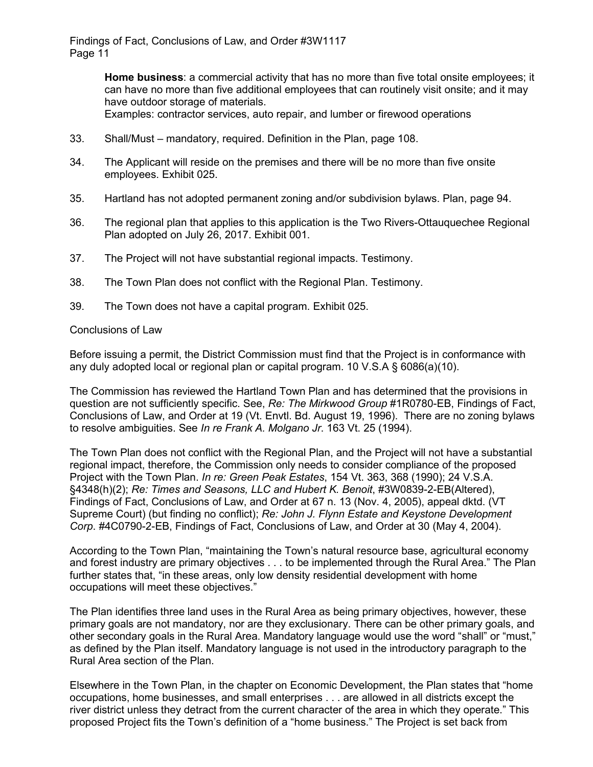> **Home business**: a commercial activity that has no more than five total onsite employees; it can have no more than five additional employees that can routinely visit onsite; and it may have outdoor storage of materials.
> Examples: contractor services, auto repair, and lumber or firewood operations

33. Shall/Must – mandatory, required. Definition in the Plan, page 108.

34. The Applicant will reside on the premises and there will be no more than five onsite employees. Exhibit 025.

35. Hartland has not adopted permanent zoning and/or subdivision bylaws. Plan, page 94.

36. The regional plan that applies to this application is the Two Rivers-Ottauquechee Regional Plan adopted on July 26, 2017. Exhibit 001.

37. The Project will not have substantial regional impacts. Testimony.

38. The Town Plan does not conflict with the Regional Plan. Testimony.

39. The Town does not have a capital program. Exhibit 025.

Conclusions of Law

Before issuing a permit, the District Commission must find that the Project is in conformance with any duly adopted local or regional plan or capital program. 10 V.S.A § 6086(a)(10).

The Commission has reviewed the Hartland Town Plan and has determined that the provisions in question are not sufficiently specific. See, *Re: The Mirkwood Group* #1R0780-EB, Findings of Fact, Conclusions of Law, and Order at 19 (Vt. Envtl. Bd. August 19, 1996). There are no zoning bylaws to resolve ambiguities. See *In re Frank A. Molgano Jr.* 163 Vt. 25 (1994).

The Town Plan does not conflict with the Regional Plan, and the Project will not have a substantial regional impact, therefore, the Commission only needs to consider compliance of the proposed Project with the Town Plan. *In re: Green Peak Estates*, 154 Vt. 363, 368 (1990); 24 V.S.A. §4348(h)(2); *Re: Times and Seasons, LLC and Hubert K. Benoit*, #3W0839-2-EB(Altered), Findings of Fact, Conclusions of Law, and Order at 67 n. 13 (Nov. 4, 2005), appeal dktd. (VT Supreme Court) (but finding no conflict); *Re: John J. Flynn Estate and Keystone Development Corp*. #4C0790-2-EB, Findings of Fact, Conclusions of Law, and Order at 30 (May 4, 2004).

According to the Town Plan, "maintaining the Town's natural resource base, agricultural economy and forest industry are primary objectives . . . to be implemented through the Rural Area." The Plan further states that, "in these areas, only low density residential development with home occupations will meet these objectives."

The Plan identifies three land uses in the Rural Area as being primary objectives, however, these primary goals are not mandatory, nor are they exclusionary. There can be other primary goals, and other secondary goals in the Rural Area. Mandatory language would use the word "shall" or "must," as defined by the Plan itself. Mandatory language is not used in the introductory paragraph to the Rural Area section of the Plan.

Elsewhere in the Town Plan, in the chapter on Economic Development, the Plan states that "home occupations, home businesses, and small enterprises . . . are allowed in all districts except the river district unless they detract from the current character of the area in which they operate." This proposed Project fits the Town's definition of a "home business." The Project is set back from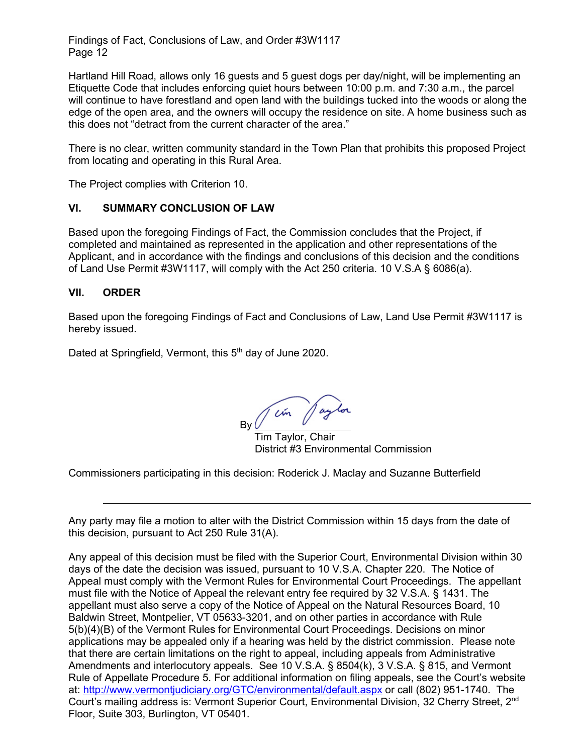Hartland Hill Road, allows only 16 guests and 5 guest dogs per day/night, will be implementing an Etiquette Code that includes enforcing quiet hours between 10:00 p.m. and 7:30 a.m., the parcel will continue to have forestland and open land with the buildings tucked into the woods or along the edge of the open area, and the owners will occupy the residence on site. A home business such as this does not "detract from the current character of the area."

There is no clear, written community standard in the Town Plan that prohibits this proposed Project from locating and operating in this Rural Area.

The Project complies with Criterion 10.

## VI. SUMMARY CONCLUSION OF LAW

Based upon the foregoing Findings of Fact, the Commission concludes that the Project, if completed and maintained as represented in the application and other representations of the Applicant, and in accordance with the findings and conclusions of this decision and the conditions of Land Use Permit #3W1117, will comply with the Act 250 criteria. 10 V.S.A § 6086(a).

## VII. ORDER

Based upon the foregoing Findings of Fact and Conclusions of Law, Land Use Permit #3W1117 is hereby issued.

Dated at Springfield, Vermont, this 5th day of June 2020.

By ______________________
Tim Taylor, Chair
District #3 Environmental Commission

Commissioners participating in this decision: Roderick J. Maclay and Suzanne Butterfield

---

Any party may file a motion to alter with the District Commission within 15 days from the date of this decision, pursuant to Act 250 Rule 31(A).

Any appeal of this decision must be filed with the Superior Court, Environmental Division within 30 days of the date the decision was issued, pursuant to 10 V.S.A. Chapter 220. The Notice of Appeal must comply with the Vermont Rules for Environmental Court Proceedings. The appellant must file with the Notice of Appeal the relevant entry fee required by 32 V.S.A. § 1431. The appellant must also serve a copy of the Notice of Appeal on the Natural Resources Board, 10 Baldwin Street, Montpelier, VT 05633-3201, and on other parties in accordance with Rule 5(b)(4)(B) of the Vermont Rules for Environmental Court Proceedings. Decisions on minor applications may be appealed only if a hearing was held by the district commission. Please note that there are certain limitations on the right to appeal, including appeals from Administrative Amendments and interlocutory appeals. See 10 V.S.A. § 8504(k), 3 V.S.A. § 815, and Vermont Rule of Appellate Procedure 5. For additional information on filing appeals, see the Court's website at: http://www.vermontjudiciary.org/GTC/environmental/default.aspx or call (802) 951-1740. The Court's mailing address is: Vermont Superior Court, Environmental Division, 32 Cherry Street, 2nd Floor, Suite 303, Burlington, VT 05401.